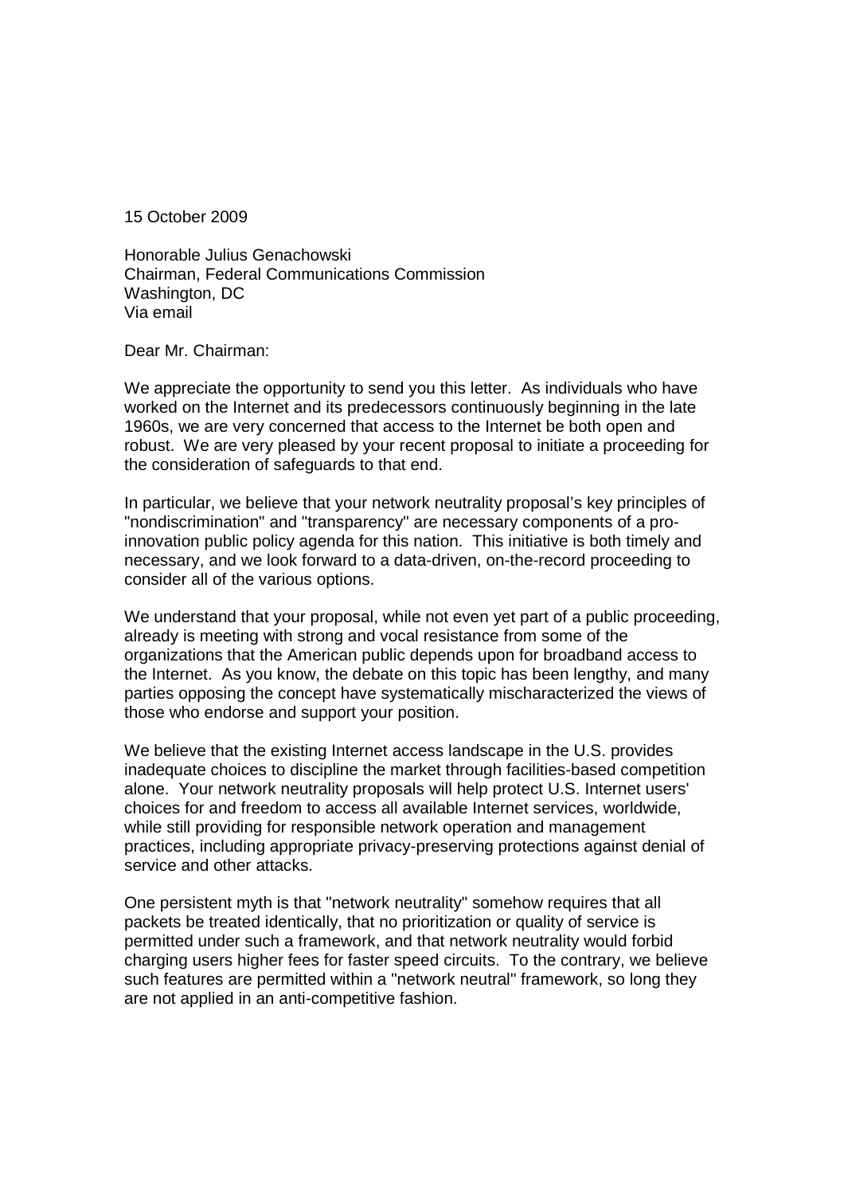15 October 2009

Honorable Julius Genachowski  
Chairman, Federal Communications Commission  
Washington, DC  
Via email

Dear Mr. Chairman:

We appreciate the opportunity to send you this letter. As individuals who have worked on the Internet and its predecessors continuously beginning in the late 1960s, we are very concerned that access to the Internet be both open and robust. We are very pleased by your recent proposal to initiate a proceeding for the consideration of safeguards to that end.

In particular, we believe that your network neutrality proposal's key principles of "nondiscrimination" and "transparency" are necessary components of a pro-innovation public policy agenda for this nation. This initiative is both timely and necessary, and we look forward to a data-driven, on-the-record proceeding to consider all of the various options.

We understand that your proposal, while not even yet part of a public proceeding, already is meeting with strong and vocal resistance from some of the organizations that the American public depends upon for broadband access to the Internet. As you know, the debate on this topic has been lengthy, and many parties opposing the concept have systematically mischaracterized the views of those who endorse and support your position.

We believe that the existing Internet access landscape in the U.S. provides inadequate choices to discipline the market through facilities-based competition alone. Your network neutrality proposals will help protect U.S. Internet users' choices for and freedom to access all available Internet services, worldwide, while still providing for responsible network operation and management practices, including appropriate privacy-preserving protections against denial of service and other attacks.

One persistent myth is that "network neutrality" somehow requires that all packets be treated identically, that no prioritization or quality of service is permitted under such a framework, and that network neutrality would forbid charging users higher fees for faster speed circuits. To the contrary, we believe such features are permitted within a "network neutral" framework, so long they are not applied in an anti-competitive fashion.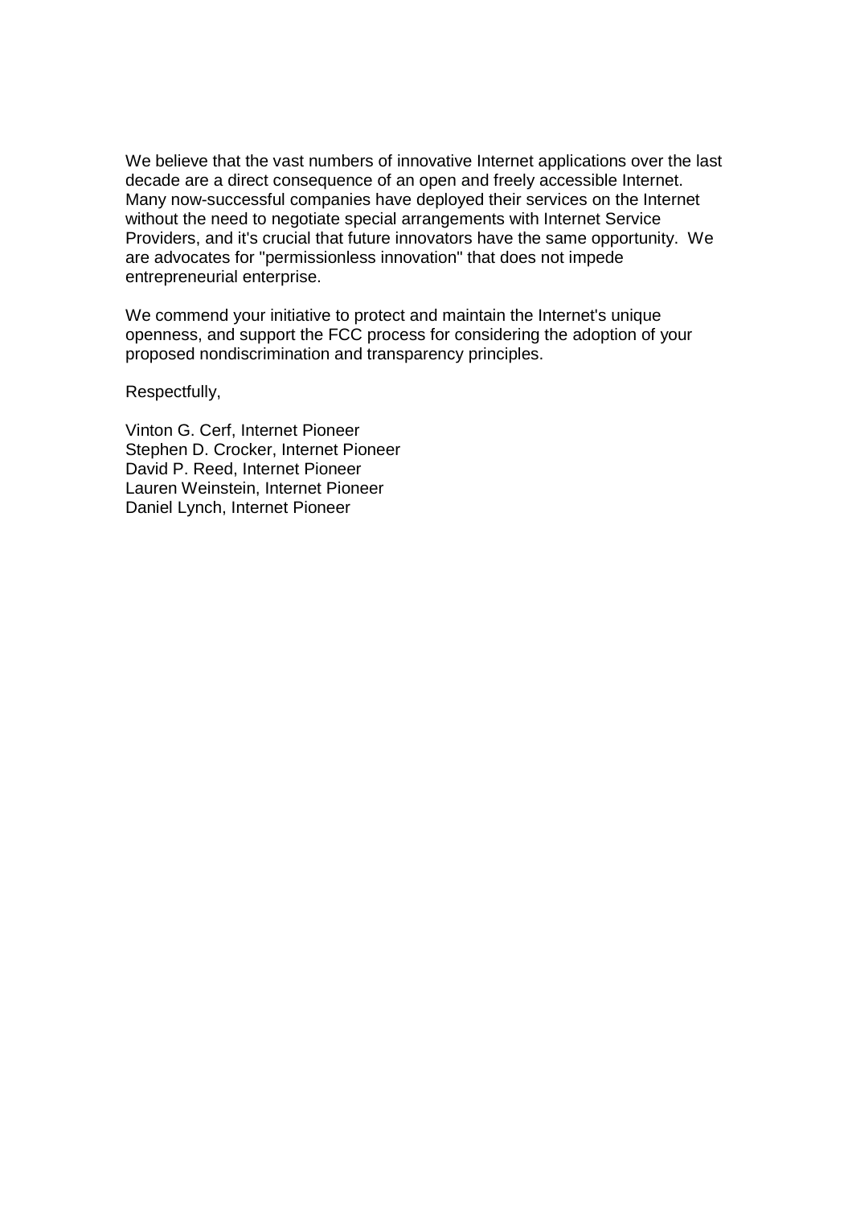We believe that the vast numbers of innovative Internet applications over the last decade are a direct consequence of an open and freely accessible Internet. Many now-successful companies have deployed their services on the Internet without the need to negotiate special arrangements with Internet Service Providers, and it's crucial that future innovators have the same opportunity. We are advocates for "permissionless innovation" that does not impede entrepreneurial enterprise.

We commend your initiative to protect and maintain the Internet's unique openness, and support the FCC process for considering the adoption of your proposed nondiscrimination and transparency principles.

Respectfully,

Vinton G. Cerf, Internet Pioneer
Stephen D. Crocker, Internet Pioneer
David P. Reed, Internet Pioneer
Lauren Weinstein, Internet Pioneer
Daniel Lynch, Internet Pioneer